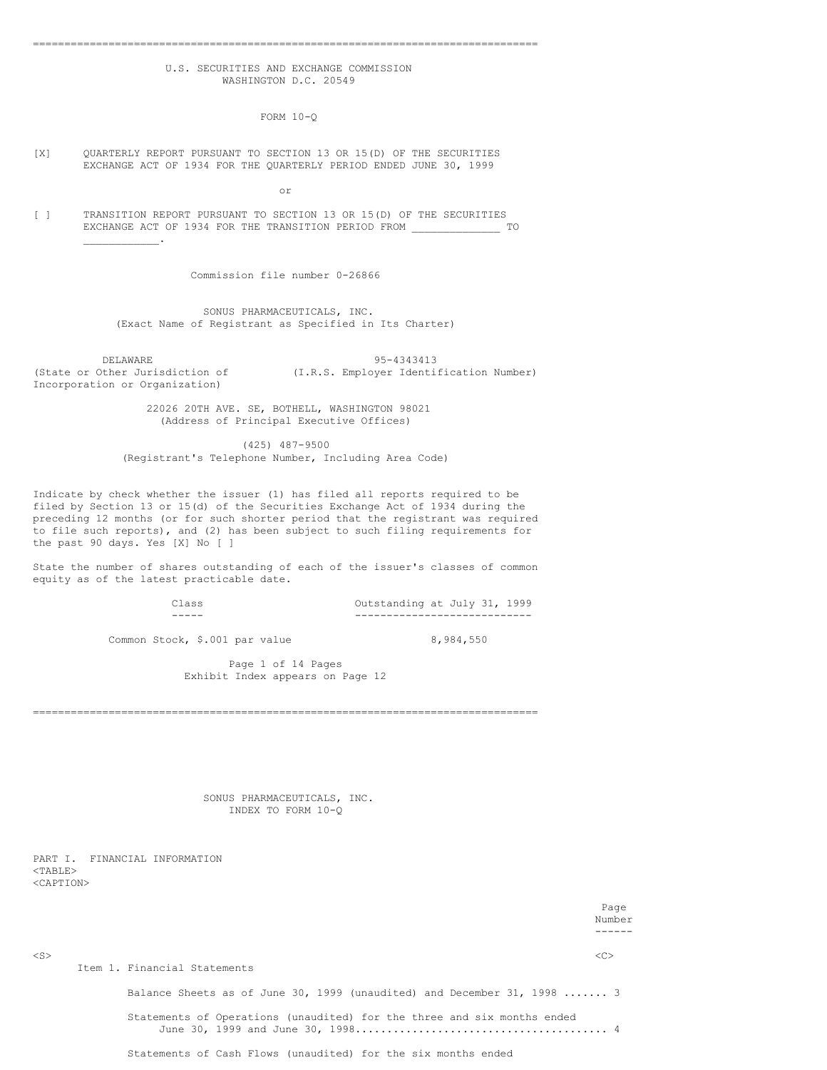U.S. SECURITIES AND EXCHANGE COMMISSION
WASHINGTON D.C. 20549

FORM 10-Q

[X] QUARTERLY REPORT PURSUANT TO SECTION 13 OR 15(D) OF THE SECURITIES EXCHANGE ACT OF 1934 FOR THE QUARTERLY PERIOD ENDED JUNE 30, 1999

or

[ ] TRANSITION REPORT PURSUANT TO SECTION 13 OR 15(D) OF THE SECURITIES EXCHANGE ACT OF 1934 FOR THE TRANSITION PERIOD FROM _____________ TO ___________.

Commission file number 0-26866

SONUS PHARMACEUTICALS, INC.
(Exact Name of Registrant as Specified in Its Charter)

| DELAWARE | 95-4343413 |
|---|---|
| (State or Other Jurisdiction of Incorporation or Organization) | (I.R.S. Employer Identification Number) |

22026 20TH AVE. SE, BOTHELL, WASHINGTON 98021
(Address of Principal Executive Offices)

(425) 487-9500
(Registrant's Telephone Number, Including Area Code)

Indicate by check whether the issuer (1) has filed all reports required to be filed by Section 13 or 15(d) of the Securities Exchange Act of 1934 during the preceding 12 months (or for such shorter period that the registrant was required to file such reports), and (2) has been subject to such filing requirements for the past 90 days. Yes [X] No [ ]

State the number of shares outstanding of each of the issuer's classes of common equity as of the latest practicable date.

| Class | Outstanding at July 31, 1999 |
|---|---|
| Common Stock, $.001 par value | 8,984,550 |

Page 1 of 14 Pages
Exhibit Index appears on Page 12

SONUS PHARMACEUTICALS, INC.
INDEX TO FORM 10-Q

PART I. FINANCIAL INFORMATION

| | Page Number |
|---|---|
| Item 1. Financial Statements | |
| Balance Sheets as of June 30, 1999 (unaudited) and December 31, 1998 | 3 |
| Statements of Operations (unaudited) for the three and six months ended June 30, 1999 and June 30, 1998 | 4 |
| Statements of Cash Flows (unaudited) for the six months ended | |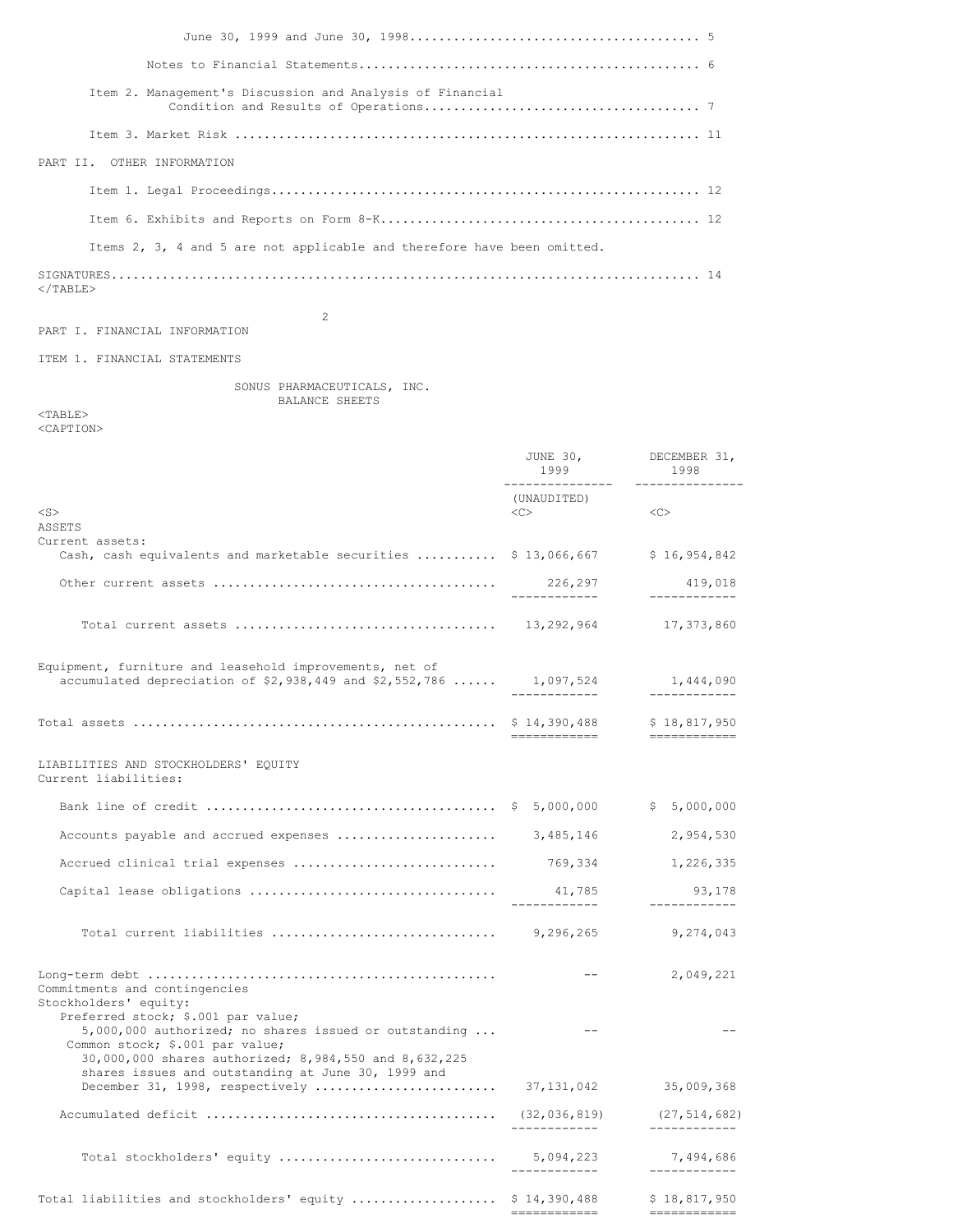| | |
|---|---|
| June 30, 1999 and June 30, 1998 | 5 |
| Notes to Financial Statements | 6 |
| Item 2. Management's Discussion and Analysis of Financial Condition and Results of Operations | 7 |
| Item 3. Market Risk | 11 |
| PART II. OTHER INFORMATION | |
| Item 1. Legal Proceedings | 12 |
| Item 6. Exhibits and Reports on Form 8-K | 12 |
| Items 2, 3, 4 and 5 are not applicable and therefore have been omitted. | |
| SIGNATURES | 14 |

PART I. FINANCIAL INFORMATION

ITEM 1. FINANCIAL STATEMENTS

SONUS PHARMACEUTICALS, INC.
BALANCE SHEETS

| | JUNE 30, 1999 | DECEMBER 31, 1998 |
|---|---|---|
| | (UNAUDITED) | |
| ASSETS | | |
| Current assets: | | |
| Cash, cash equivalents and marketable securities | $ 13,066,667 | $ 16,954,842 |
| Other current assets | 226,297 | 419,018 |
| Total current assets | 13,292,964 | 17,373,860 |
| Equipment, furniture and leasehold improvements, net of accumulated depreciation of $2,938,449 and $2,552,786 | 1,097,524 | 1,444,090 |
| Total assets | $ 14,390,488 | $ 18,817,950 |
| LIABILITIES AND STOCKHOLDERS' EQUITY | | |
| Current liabilities: | | |
| Bank line of credit | $ 5,000,000 | $ 5,000,000 |
| Accounts payable and accrued expenses | 3,485,146 | 2,954,530 |
| Accrued clinical trial expenses | 769,334 | 1,226,335 |
| Capital lease obligations | 41,785 | 93,178 |
| Total current liabilities | 9,296,265 | 9,274,043 |
| Long-term debt | -- | 2,049,221 |
| Commitments and contingencies | | |
| Stockholders' equity: | | |
| Preferred stock; $.001 par value; 5,000,000 authorized; no shares issued or outstanding | -- | -- |
| Common stock; $.001 par value; 30,000,000 shares authorized; 8,984,550 and 8,632,225 shares issues and outstanding at June 30, 1999 and December 31, 1998, respectively | 37,131,042 | 35,009,368 |
| Accumulated deficit | (32,036,819) | (27,514,682) |
| Total stockholders' equity | 5,094,223 | 7,494,686 |
| Total liabilities and stockholders' equity | $ 14,390,488 | $ 18,817,950 |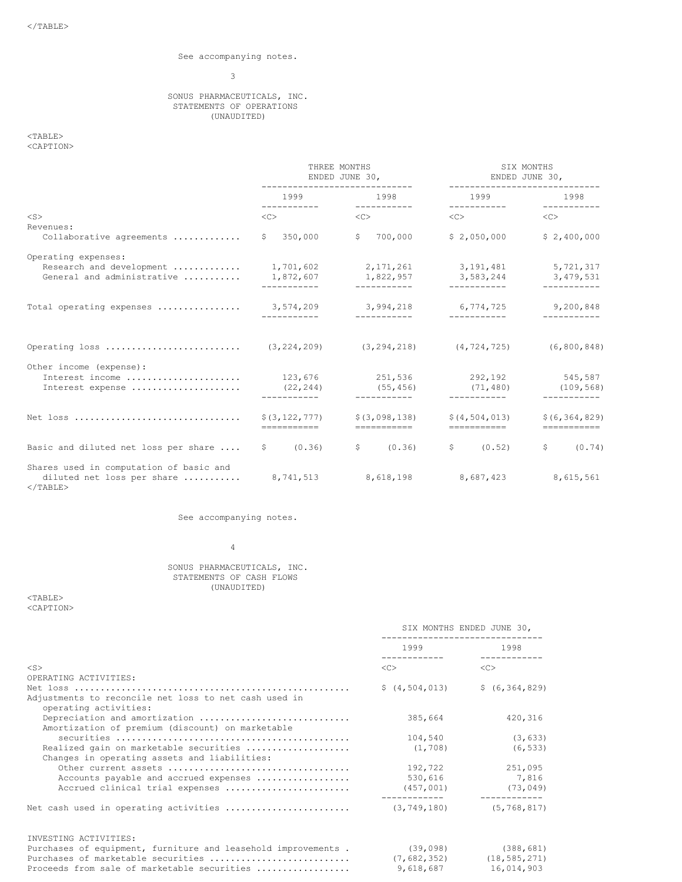See accompanying notes.

SONUS PHARMACEUTICALS, INC.
STATEMENTS OF OPERATIONS
(UNAUDITED)

| | THREE MONTHS ENDED JUNE 30, | | SIX MONTHS ENDED JUNE 30, | |
|---|---|---|---|---|
| | 1999 | 1998 | 1999 | 1998 |
| Revenues: | | | | |
| Collaborative agreements | $ 350,000 | $ 700,000 | $ 2,050,000 | $ 2,400,000 |
| Operating expenses: | | | | |
| Research and development | 1,701,602 | 2,171,261 | 3,191,481 | 5,721,317 |
| General and administrative | 1,872,607 | 1,822,957 | 3,583,244 | 3,479,531 |
| Total operating expenses | 3,574,209 | 3,994,218 | 6,774,725 | 9,200,848 |
| Operating loss | (3,224,209) | (3,294,218) | (4,724,725) | (6,800,848) |
| Other income (expense): | | | | |
| Interest income | 123,676 | 251,536 | 292,192 | 545,587 |
| Interest expense | (22,244) | (55,456) | (71,480) | (109,568) |
| Net loss | $(3,122,777) | $(3,098,138) | $(4,504,013) | $(6,364,829) |
| Basic and diluted net loss per share | $ (0.36) | $ (0.36) | $ (0.52) | $ (0.74) |
| Shares used in computation of basic and diluted net loss per share | 8,741,513 | 8,618,198 | 8,687,423 | 8,615,561 |

See accompanying notes.

SONUS PHARMACEUTICALS, INC.
STATEMENTS OF CASH FLOWS
(UNAUDITED)

| | SIX MONTHS ENDED JUNE 30, | |
|---|---|---|
| | 1999 | 1998 |
| OPERATING ACTIVITIES: | | |
| Net loss | $ (4,504,013) | $ (6,364,829) |
| Adjustments to reconcile net loss to net cash used in operating activities: | | |
| Depreciation and amortization | 385,664 | 420,316 |
| Amortization of premium (discount) on marketable securities | 104,540 | (3,633) |
| Realized gain on marketable securities | (1,708) | (6,533) |
| Changes in operating assets and liabilities: | | |
| Other current assets | 192,722 | 251,095 |
| Accounts payable and accrued expenses | 530,616 | 7,816 |
| Accrued clinical trial expenses | (457,001) | (73,049) |
| Net cash used in operating activities | (3,749,180) | (5,768,817) |
| INVESTING ACTIVITIES: | | |
| Purchases of equipment, furniture and leasehold improvements | (39,098) | (388,681) |
| Purchases of marketable securities | (7,682,352) | (18,585,271) |
| Proceeds from sale of marketable securities | 9,618,687 | 16,014,903 |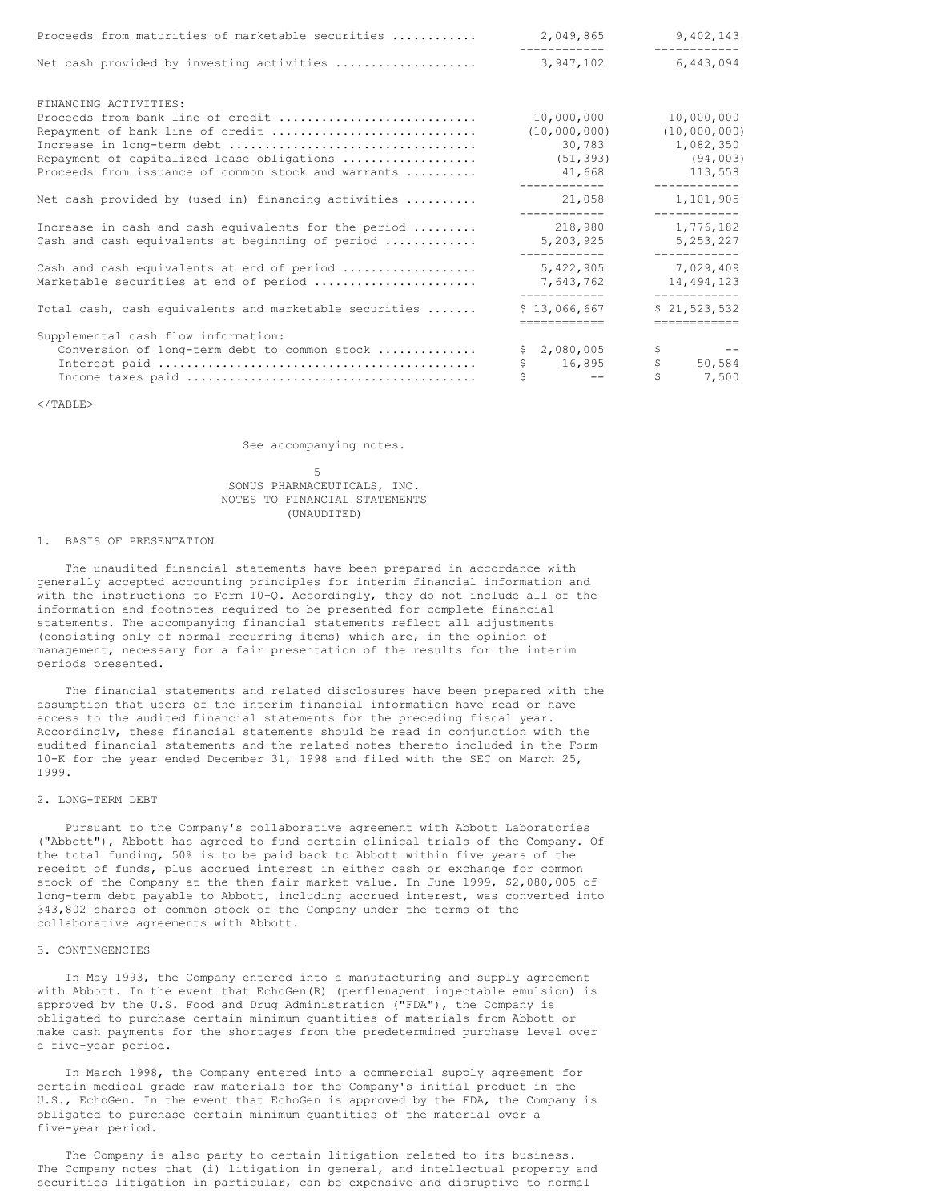| | | |
|---|---|---|
| Proceeds from maturities of marketable securities | 2,049,865 | 9,402,143 |
| Net cash provided by investing activities | 3,947,102 | 6,443,094 |
| FINANCING ACTIVITIES: | | |
| Proceeds from bank line of credit | 10,000,000 | 10,000,000 |
| Repayment of bank line of credit | (10,000,000) | (10,000,000) |
| Increase in long-term debt | 30,783 | 1,082,350 |
| Repayment of capitalized lease obligations | (51,393) | (94,003) |
| Proceeds from issuance of common stock and warrants | 41,668 | 113,558 |
| Net cash provided by (used in) financing activities | 21,058 | 1,101,905 |
| Increase in cash and cash equivalents for the period | 218,980 | 1,776,182 |
| Cash and cash equivalents at beginning of period | 5,203,925 | 5,253,227 |
| Cash and cash equivalents at end of period | 5,422,905 | 7,029,409 |
| Marketable securities at end of period | 7,643,762 | 14,494,123 |
| Total cash, cash equivalents and marketable securities | $ 13,066,667 | $ 21,523,532 |
| Supplemental cash flow information: | | |
| Conversion of long-term debt to common stock | $ 2,080,005 | $ -- |
| Interest paid | $ 16,895 | $ 50,584 |
| Income taxes paid | $ -- | $ 7,500 |

See accompanying notes.

SONUS PHARMACEUTICALS, INC.
NOTES TO FINANCIAL STATEMENTS
(UNAUDITED)

1. BASIS OF PRESENTATION

The unaudited financial statements have been prepared in accordance with generally accepted accounting principles for interim financial information and with the instructions to Form 10-Q. Accordingly, they do not include all of the information and footnotes required to be presented for complete financial statements. The accompanying financial statements reflect all adjustments (consisting only of normal recurring items) which are, in the opinion of management, necessary for a fair presentation of the results for the interim periods presented.

The financial statements and related disclosures have been prepared with the assumption that users of the interim financial information have read or have access to the audited financial statements for the preceding fiscal year. Accordingly, these financial statements should be read in conjunction with the audited financial statements and the related notes thereto included in the Form 10-K for the year ended December 31, 1998 and filed with the SEC on March 25, 1999.

2. LONG-TERM DEBT

Pursuant to the Company's collaborative agreement with Abbott Laboratories ("Abbott"), Abbott has agreed to fund certain clinical trials of the Company. Of the total funding, 50% is to be paid back to Abbott within five years of the receipt of funds, plus accrued interest in either cash or exchange for common stock of the Company at the then fair market value. In June 1999, $2,080,005 of long-term debt payable to Abbott, including accrued interest, was converted into 343,802 shares of common stock of the Company under the terms of the collaborative agreements with Abbott.

3. CONTINGENCIES

In May 1993, the Company entered into a manufacturing and supply agreement with Abbott. In the event that EchoGen(R) (perflenapent injectable emulsion) is approved by the U.S. Food and Drug Administration ("FDA"), the Company is obligated to purchase certain minimum quantities of materials from Abbott or make cash payments for the shortages from the predetermined purchase level over a five-year period.

In March 1998, the Company entered into a commercial supply agreement for certain medical grade raw materials for the Company's initial product in the U.S., EchoGen. In the event that EchoGen is approved by the FDA, the Company is obligated to purchase certain minimum quantities of the material over a five-year period.

The Company is also party to certain litigation related to its business. The Company notes that (i) litigation in general, and intellectual property and securities litigation in particular, can be expensive and disruptive to normal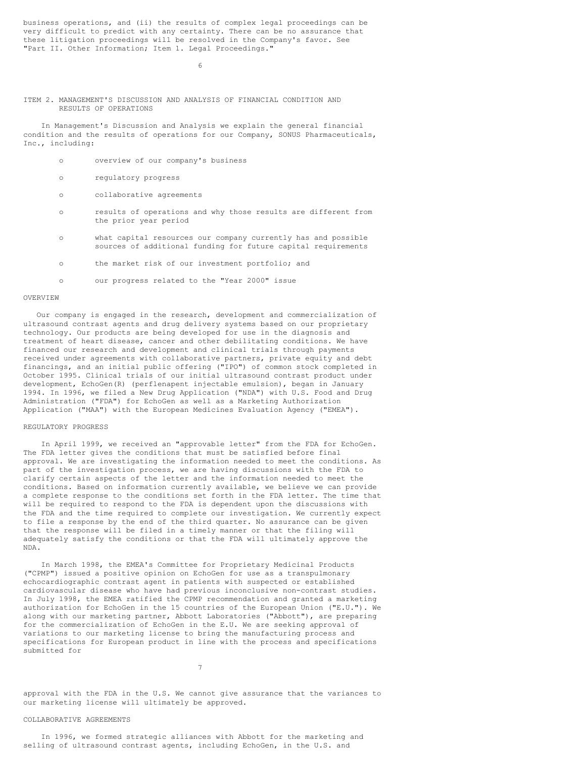business operations, and (ii) the results of complex legal proceedings can be very difficult to predict with any certainty. There can be no assurance that these litigation proceedings will be resolved in the Company's favor. See "Part II. Other Information; Item 1. Legal Proceedings."

## ITEM 2. MANAGEMENT'S DISCUSSION AND ANALYSIS OF FINANCIAL CONDITION AND RESULTS OF OPERATIONS

In Management's Discussion and Analysis we explain the general financial condition and the results of operations for our Company, SONUS Pharmaceuticals, Inc., including:

- overview of our company's business
- regulatory progress
- collaborative agreements
- results of operations and why those results are different from the prior year period
- what capital resources our company currently has and possible sources of additional funding for future capital requirements
- the market risk of our investment portfolio; and
- our progress related to the "Year 2000" issue

### OVERVIEW

Our company is engaged in the research, development and commercialization of ultrasound contrast agents and drug delivery systems based on our proprietary technology. Our products are being developed for use in the diagnosis and treatment of heart disease, cancer and other debilitating conditions. We have financed our research and development and clinical trials through payments received under agreements with collaborative partners, private equity and debt financings, and an initial public offering ("IPO") of common stock completed in October 1995. Clinical trials of our initial ultrasound contrast product under development, EchoGen(R) (perflenapent injectable emulsion), began in January 1994. In 1996, we filed a New Drug Application ("NDA") with U.S. Food and Drug Administration ("FDA") for EchoGen as well as a Marketing Authorization Application ("MAA") with the European Medicines Evaluation Agency ("EMEA").

### REGULATORY PROGRESS

In April 1999, we received an "approvable letter" from the FDA for EchoGen. The FDA letter gives the conditions that must be satisfied before final approval. We are investigating the information needed to meet the conditions. As part of the investigation process, we are having discussions with the FDA to clarify certain aspects of the letter and the information needed to meet the conditions. Based on information currently available, we believe we can provide a complete response to the conditions set forth in the FDA letter. The time that will be required to respond to the FDA is dependent upon the discussions with the FDA and the time required to complete our investigation. We currently expect to file a response by the end of the third quarter. No assurance can be given that the response will be filed in a timely manner or that the filing will adequately satisfy the conditions or that the FDA will ultimately approve the NDA.

In March 1998, the EMEA's Committee for Proprietary Medicinal Products ("CPMP") issued a positive opinion on EchoGen for use as a transpulmonary echocardiographic contrast agent in patients with suspected or established cardiovascular disease who have had previous inconclusive non-contrast studies. In July 1998, the EMEA ratified the CPMP recommendation and granted a marketing authorization for EchoGen in the 15 countries of the European Union ("E.U."). We along with our marketing partner, Abbott Laboratories ("Abbott"), are preparing for the commercialization of EchoGen in the E.U. We are seeking approval of variations to our marketing license to bring the manufacturing process and specifications for European product in line with the process and specifications submitted for approval with the FDA in the U.S. We cannot give assurance that the variances to our marketing license will ultimately be approved.

### COLLABORATIVE AGREEMENTS

In 1996, we formed strategic alliances with Abbott for the marketing and selling of ultrasound contrast agents, including EchoGen, in the U.S. and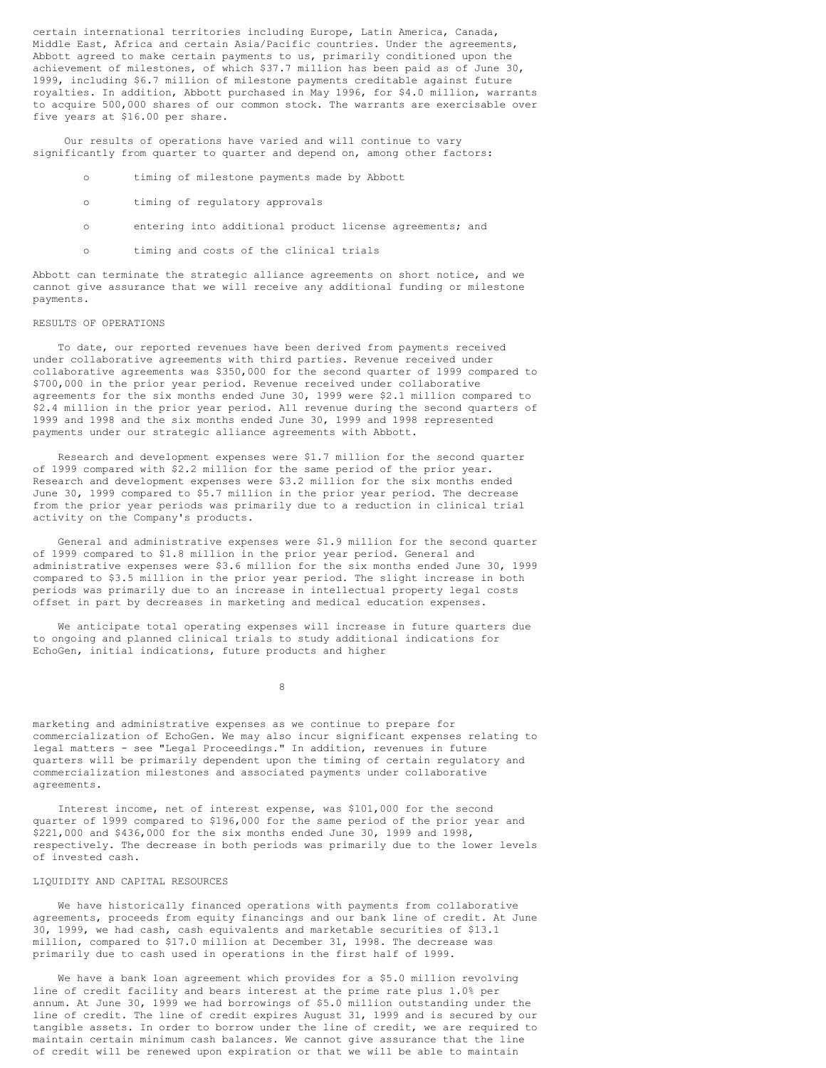certain international territories including Europe, Latin America, Canada, Middle East, Africa and certain Asia/Pacific countries. Under the agreements, Abbott agreed to make certain payments to us, primarily conditioned upon the achievement of milestones, of which $37.7 million has been paid as of June 30, 1999, including $6.7 million of milestone payments creditable against future royalties. In addition, Abbott purchased in May 1996, for $4.0 million, warrants to acquire 500,000 shares of our common stock. The warrants are exercisable over five years at $16.00 per share.

Our results of operations have varied and will continue to vary significantly from quarter to quarter and depend on, among other factors:

- timing of milestone payments made by Abbott
- timing of regulatory approvals
- entering into additional product license agreements; and
- timing and costs of the clinical trials

Abbott can terminate the strategic alliance agreements on short notice, and we cannot give assurance that we will receive any additional funding or milestone payments.

## RESULTS OF OPERATIONS

To date, our reported revenues have been derived from payments received under collaborative agreements with third parties. Revenue received under collaborative agreements was $350,000 for the second quarter of 1999 compared to $700,000 in the prior year period. Revenue received under collaborative agreements for the six months ended June 30, 1999 were $2.1 million compared to $2.4 million in the prior year period. All revenue during the second quarters of 1999 and 1998 and the six months ended June 30, 1999 and 1998 represented payments under our strategic alliance agreements with Abbott.

Research and development expenses were $1.7 million for the second quarter of 1999 compared with $2.2 million for the same period of the prior year. Research and development expenses were $3.2 million for the six months ended June 30, 1999 compared to $5.7 million in the prior year period. The decrease from the prior year periods was primarily due to a reduction in clinical trial activity on the Company's products.

General and administrative expenses were $1.9 million for the second quarter of 1999 compared to $1.8 million in the prior year period. General and administrative expenses were $3.6 million for the six months ended June 30, 1999 compared to $3.5 million in the prior year period. The slight increase in both periods was primarily due to an increase in intellectual property legal costs offset in part by decreases in marketing and medical education expenses.

We anticipate total operating expenses will increase in future quarters due to ongoing and planned clinical trials to study additional indications for EchoGen, initial indications, future products and higher marketing and administrative expenses as we continue to prepare for commercialization of EchoGen. We may also incur significant expenses relating to legal matters - see "Legal Proceedings." In addition, revenues in future quarters will be primarily dependent upon the timing of certain regulatory and commercialization milestones and associated payments under collaborative agreements.

Interest income, net of interest expense, was $101,000 for the second quarter of 1999 compared to $196,000 for the same period of the prior year and $221,000 and $436,000 for the six months ended June 30, 1999 and 1998, respectively. The decrease in both periods was primarily due to the lower levels of invested cash.

## LIQUIDITY AND CAPITAL RESOURCES

We have historically financed operations with payments from collaborative agreements, proceeds from equity financings and our bank line of credit. At June 30, 1999, we had cash, cash equivalents and marketable securities of $13.1 million, compared to $17.0 million at December 31, 1998. The decrease was primarily due to cash used in operations in the first half of 1999.

We have a bank loan agreement which provides for a $5.0 million revolving line of credit facility and bears interest at the prime rate plus 1.0% per annum. At June 30, 1999 we had borrowings of $5.0 million outstanding under the line of credit. The line of credit expires August 31, 1999 and is secured by our tangible assets. In order to borrow under the line of credit, we are required to maintain certain minimum cash balances. We cannot give assurance that the line of credit will be renewed upon expiration or that we will be able to maintain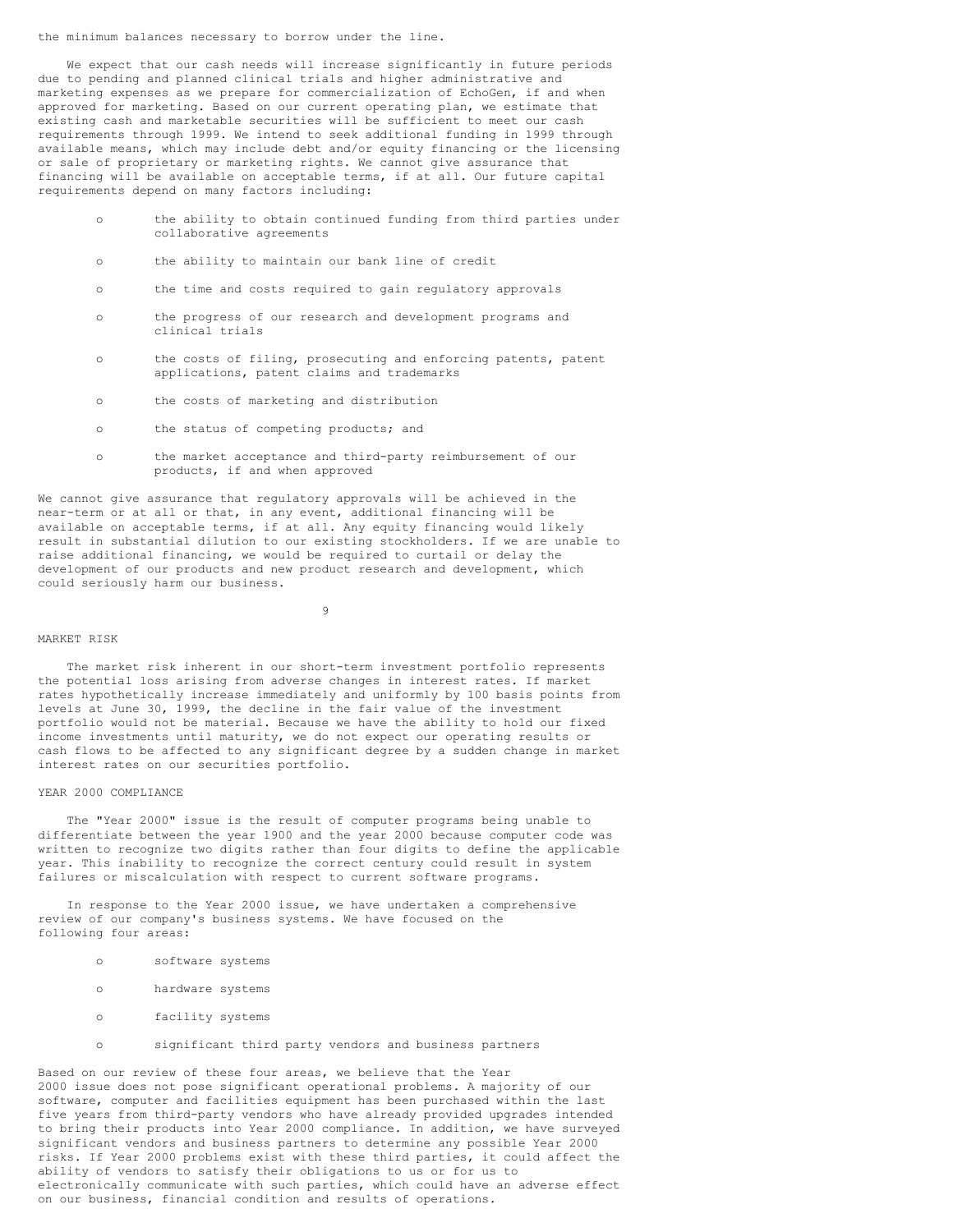the minimum balances necessary to borrow under the line.

We expect that our cash needs will increase significantly in future periods due to pending and planned clinical trials and higher administrative and marketing expenses as we prepare for commercialization of EchoGen, if and when approved for marketing. Based on our current operating plan, we estimate that existing cash and marketable securities will be sufficient to meet our cash requirements through 1999. We intend to seek additional funding in 1999 through available means, which may include debt and/or equity financing or the licensing or sale of proprietary or marketing rights. We cannot give assurance that financing will be available on acceptable terms, if at all. Our future capital requirements depend on many factors including:

- the ability to obtain continued funding from third parties under collaborative agreements
- the ability to maintain our bank line of credit
- the time and costs required to gain regulatory approvals
- the progress of our research and development programs and clinical trials
- the costs of filing, prosecuting and enforcing patents, patent applications, patent claims and trademarks
- the costs of marketing and distribution
- the status of competing products; and
- the market acceptance and third-party reimbursement of our products, if and when approved

We cannot give assurance that regulatory approvals will be achieved in the near-term or at all or that, in any event, additional financing will be available on acceptable terms, if at all. Any equity financing would likely result in substantial dilution to our existing stockholders. If we are unable to raise additional financing, we would be required to curtail or delay the development of our products and new product research and development, which could seriously harm our business.

## MARKET RISK

The market risk inherent in our short-term investment portfolio represents the potential loss arising from adverse changes in interest rates. If market rates hypothetically increase immediately and uniformly by 100 basis points from levels at June 30, 1999, the decline in the fair value of the investment portfolio would not be material. Because we have the ability to hold our fixed income investments until maturity, we do not expect our operating results or cash flows to be affected to any significant degree by a sudden change in market interest rates on our securities portfolio.

## YEAR 2000 COMPLIANCE

The "Year 2000" issue is the result of computer programs being unable to differentiate between the year 1900 and the year 2000 because computer code was written to recognize two digits rather than four digits to define the applicable year. This inability to recognize the correct century could result in system failures or miscalculation with respect to current software programs.

In response to the Year 2000 issue, we have undertaken a comprehensive review of our company's business systems. We have focused on the following four areas:

- software systems
- hardware systems
- facility systems
- significant third party vendors and business partners

Based on our review of these four areas, we believe that the Year 2000 issue does not pose significant operational problems. A majority of our software, computer and facilities equipment has been purchased within the last five years from third-party vendors who have already provided upgrades intended to bring their products into Year 2000 compliance. In addition, we have surveyed significant vendors and business partners to determine any possible Year 2000 risks. If Year 2000 problems exist with these third parties, it could affect the ability of vendors to satisfy their obligations to us or for us to electronically communicate with such parties, which could have an adverse effect on our business, financial condition and results of operations.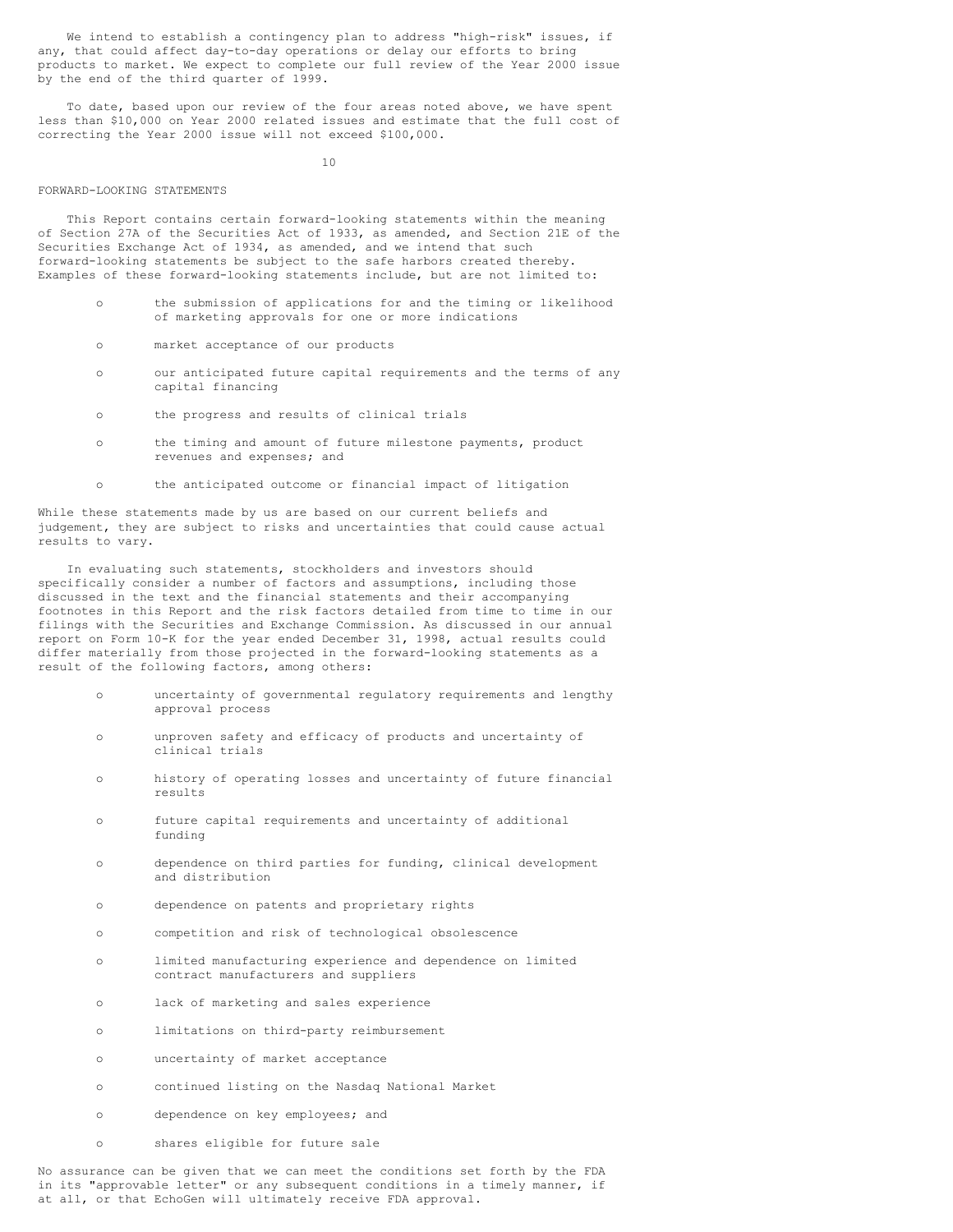We intend to establish a contingency plan to address "high-risk" issues, if any, that could affect day-to-day operations or delay our efforts to bring products to market. We expect to complete our full review of the Year 2000 issue by the end of the third quarter of 1999.

To date, based upon our review of the four areas noted above, we have spent less than $10,000 on Year 2000 related issues and estimate that the full cost of correcting the Year 2000 issue will not exceed $100,000.

## FORWARD-LOOKING STATEMENTS

This Report contains certain forward-looking statements within the meaning of Section 27A of the Securities Act of 1933, as amended, and Section 21E of the Securities Exchange Act of 1934, as amended, and we intend that such forward-looking statements be subject to the safe harbors created thereby. Examples of these forward-looking statements include, but are not limited to:

- the submission of applications for and the timing or likelihood of marketing approvals for one or more indications
- market acceptance of our products
- our anticipated future capital requirements and the terms of any capital financing
- the progress and results of clinical trials
- the timing and amount of future milestone payments, product revenues and expenses; and
- the anticipated outcome or financial impact of litigation

While these statements made by us are based on our current beliefs and judgement, they are subject to risks and uncertainties that could cause actual results to vary.

In evaluating such statements, stockholders and investors should specifically consider a number of factors and assumptions, including those discussed in the text and the financial statements and their accompanying footnotes in this Report and the risk factors detailed from time to time in our filings with the Securities and Exchange Commission. As discussed in our annual report on Form 10-K for the year ended December 31, 1998, actual results could differ materially from those projected in the forward-looking statements as a result of the following factors, among others:

- uncertainty of governmental regulatory requirements and lengthy approval process
- unproven safety and efficacy of products and uncertainty of clinical trials
- history of operating losses and uncertainty of future financial results
- future capital requirements and uncertainty of additional funding
- dependence on third parties for funding, clinical development and distribution
- dependence on patents and proprietary rights
- competition and risk of technological obsolescence
- limited manufacturing experience and dependence on limited contract manufacturers and suppliers
- lack of marketing and sales experience
- limitations on third-party reimbursement
- uncertainty of market acceptance
- continued listing on the Nasdaq National Market
- dependence on key employees; and
- shares eligible for future sale

No assurance can be given that we can meet the conditions set forth by the FDA in its "approvable letter" or any subsequent conditions in a timely manner, if at all, or that EchoGen will ultimately receive FDA approval.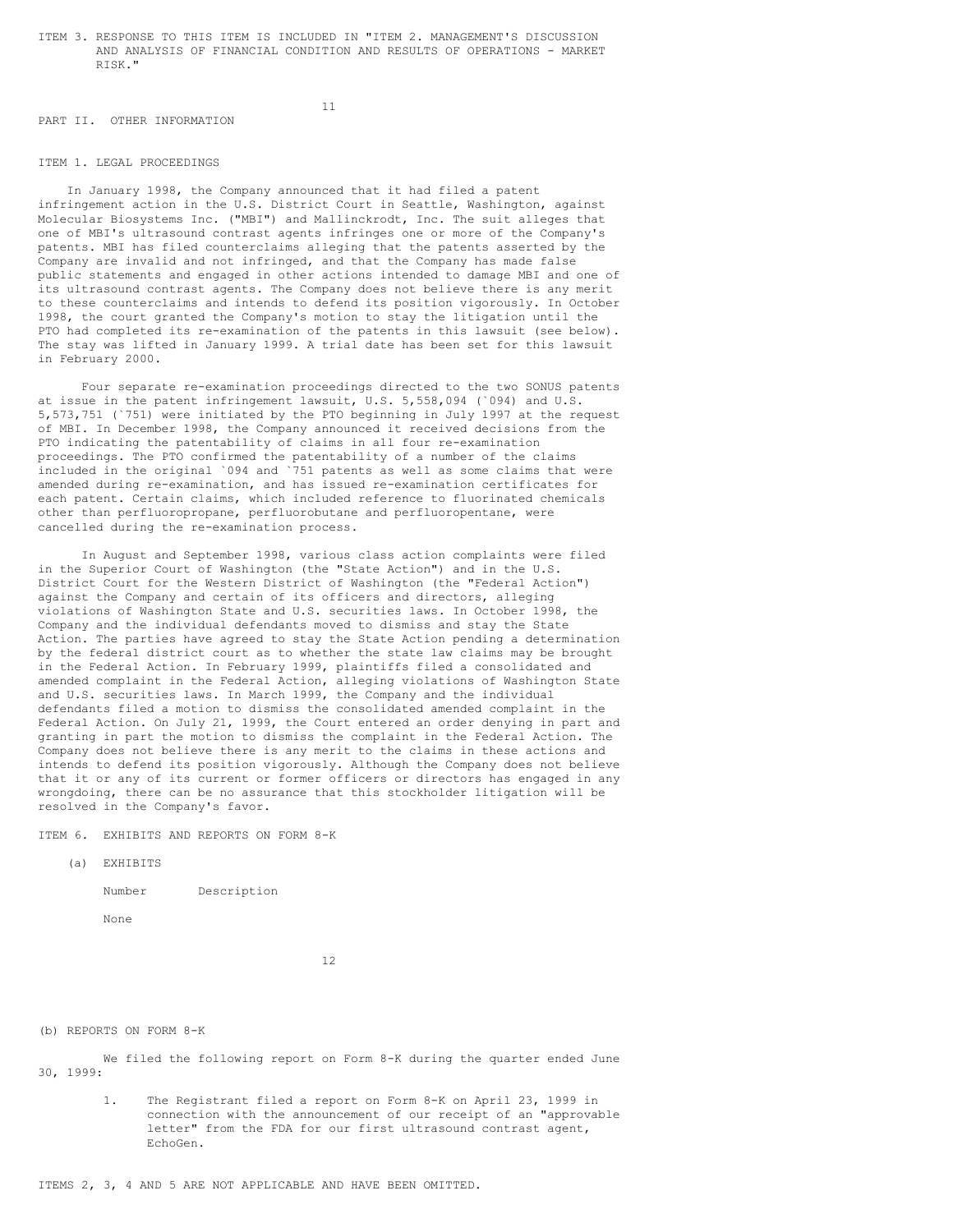ITEM 3. RESPONSE TO THIS ITEM IS INCLUDED IN "ITEM 2. MANAGEMENT'S DISCUSSION AND ANALYSIS OF FINANCIAL CONDITION AND RESULTS OF OPERATIONS - MARKET RISK."

## PART II. OTHER INFORMATION

### ITEM 1. LEGAL PROCEEDINGS

In January 1998, the Company announced that it had filed a patent infringement action in the U.S. District Court in Seattle, Washington, against Molecular Biosystems Inc. ("MBI") and Mallinckrodt, Inc. The suit alleges that one of MBI's ultrasound contrast agents infringes one or more of the Company's patents. MBI has filed counterclaims alleging that the patents asserted by the Company are invalid and not infringed, and that the Company has made false public statements and engaged in other actions intended to damage MBI and one of its ultrasound contrast agents. The Company does not believe there is any merit to these counterclaims and intends to defend its position vigorously. In October 1998, the court granted the Company's motion to stay the litigation until the PTO had completed its re-examination of the patents in this lawsuit (see below). The stay was lifted in January 1999. A trial date has been set for this lawsuit in February 2000.

Four separate re-examination proceedings directed to the two SONUS patents at issue in the patent infringement lawsuit, U.S. 5,558,094 (`094) and U.S. 5,573,751 (`751) were initiated by the PTO beginning in July 1997 at the request of MBI. In December 1998, the Company announced it received decisions from the PTO indicating the patentability of claims in all four re-examination proceedings. The PTO confirmed the patentability of a number of the claims included in the original `094 and `751 patents as well as some claims that were amended during re-examination, and has issued re-examination certificates for each patent. Certain claims, which included reference to fluorinated chemicals other than perfluoropropane, perfluorobutane and perfluoropentane, were cancelled during the re-examination process.

In August and September 1998, various class action complaints were filed in the Superior Court of Washington (the "State Action") and in the U.S. District Court for the Western District of Washington (the "Federal Action") against the Company and certain of its officers and directors, alleging violations of Washington State and U.S. securities laws. In October 1998, the Company and the individual defendants moved to dismiss and stay the State Action. The parties have agreed to stay the State Action pending a determination by the federal district court as to whether the state law claims may be brought in the Federal Action. In February 1999, plaintiffs filed a consolidated and amended complaint in the Federal Action, alleging violations of Washington State and U.S. securities laws. In March 1999, the Company and the individual defendants filed a motion to dismiss the consolidated amended complaint in the Federal Action. On July 21, 1999, the Court entered an order denying in part and granting in part the motion to dismiss the complaint in the Federal Action. The Company does not believe there is any merit to the claims in these actions and intends to defend its position vigorously. Although the Company does not believe that it or any of its current or former officers or directors has engaged in any wrongdoing, there can be no assurance that this stockholder litigation will be resolved in the Company's favor.

### ITEM 6. EXHIBITS AND REPORTS ON FORM 8-K

(a) EXHIBITS

| Number | Description |
|---|---|
| None | |

(b) REPORTS ON FORM 8-K

We filed the following report on Form 8-K during the quarter ended June 30, 1999:

1. The Registrant filed a report on Form 8-K on April 23, 1999 in connection with the announcement of our receipt of an "approvable letter" from the FDA for our first ultrasound contrast agent, EchoGen.

ITEMS 2, 3, 4 AND 5 ARE NOT APPLICABLE AND HAVE BEEN OMITTED.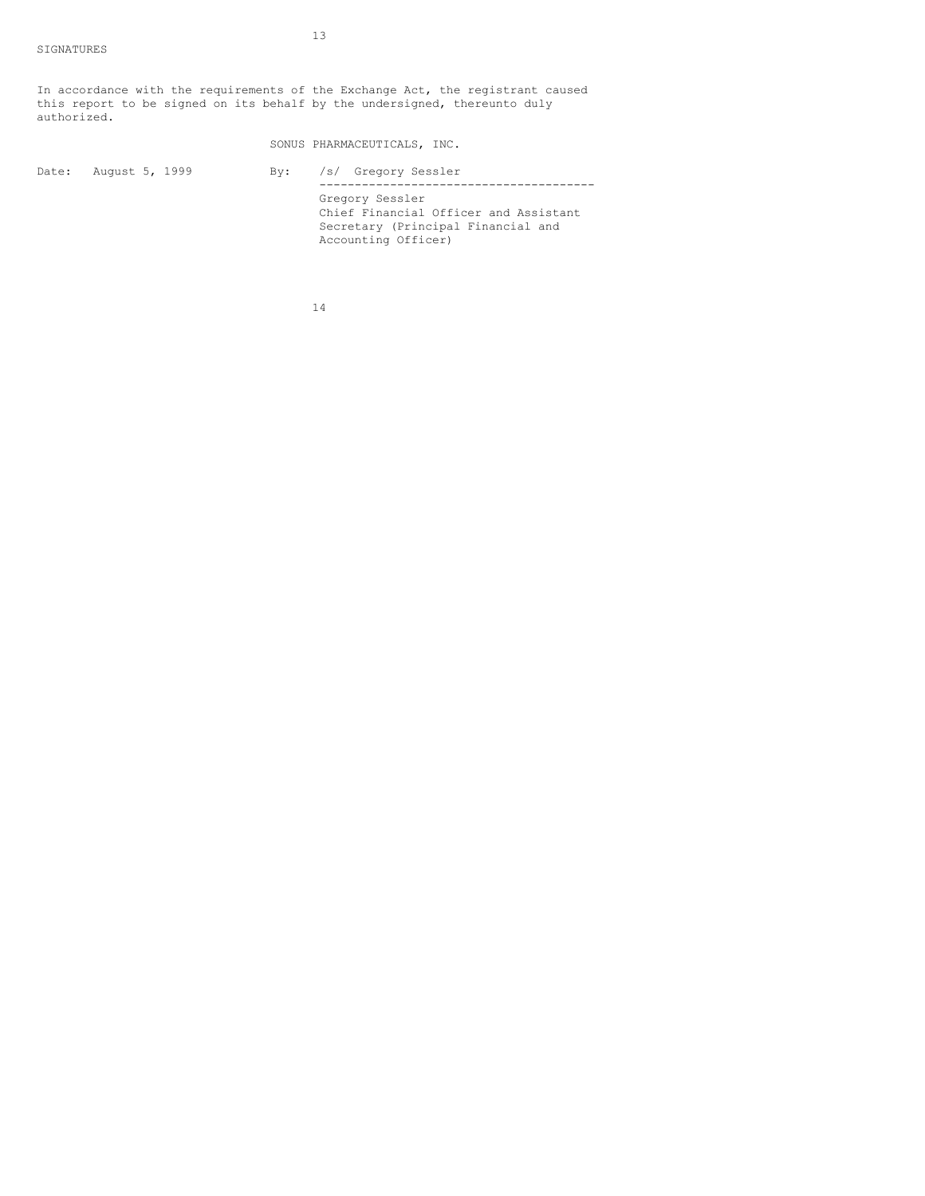SIGNATURES

In accordance with the requirements of the Exchange Act, the registrant caused this report to be signed on its behalf by the undersigned, thereunto duly authorized.

SONUS PHARMACEUTICALS, INC.

| | |
|---|---|
| Date: August 5, 1999 | By: /s/ Gregory Sessler |
| | Gregory Sessler<br>Chief Financial Officer and Assistant Secretary (Principal Financial and Accounting Officer) |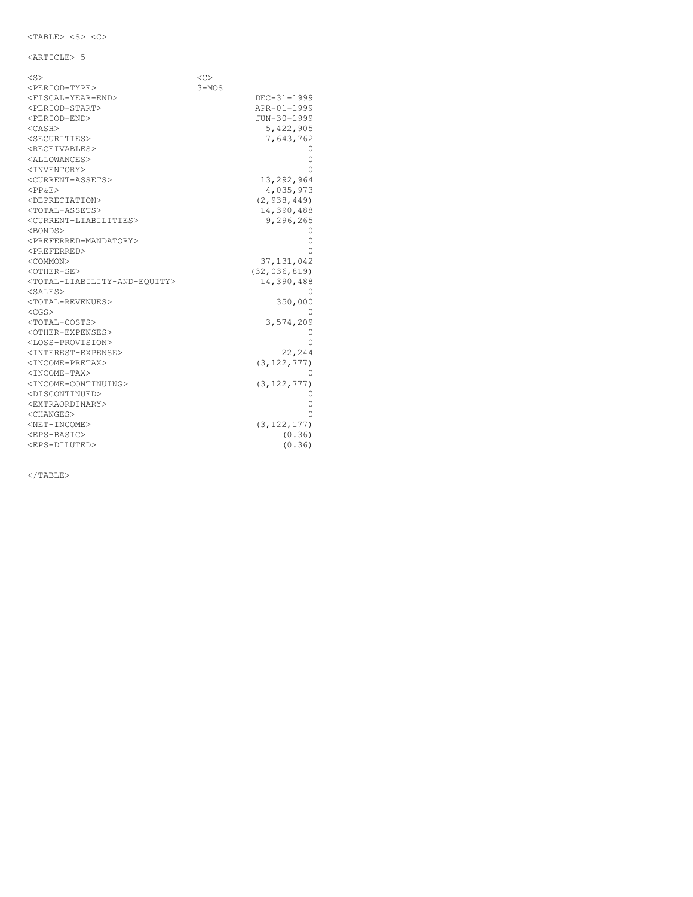<TABLE> <S> <C>

<ARTICLE> 5

| <S> | <C> |
|---|---|
| <PERIOD-TYPE> | 3-MOS |
| <FISCAL-YEAR-END> | DEC-31-1999 |
| <PERIOD-START> | APR-01-1999 |
| <PERIOD-END> | JUN-30-1999 |
| <CASH> | 5,422,905 |
| <SECURITIES> | 7,643,762 |
| <RECEIVABLES> | 0 |
| <ALLOWANCES> | 0 |
| <INVENTORY> | 0 |
| <CURRENT-ASSETS> | 13,292,964 |
| <PP&E> | 4,035,973 |
| <DEPRECIATION> | (2,938,449) |
| <TOTAL-ASSETS> | 14,390,488 |
| <CURRENT-LIABILITIES> | 9,296,265 |
| <BONDS> | 0 |
| <PREFERRED-MANDATORY> | 0 |
| <PREFERRED> | 0 |
| <COMMON> | 37,131,042 |
| <OTHER-SE> | (32,036,819) |
| <TOTAL-LIABILITY-AND-EQUITY> | 14,390,488 |
| <SALES> | 0 |
| <TOTAL-REVENUES> | 350,000 |
| <CGS> | 0 |
| <TOTAL-COSTS> | 3,574,209 |
| <OTHER-EXPENSES> | 0 |
| <LOSS-PROVISION> | 0 |
| <INTEREST-EXPENSE> | 22,244 |
| <INCOME-PRETAX> | (3,122,777) |
| <INCOME-TAX> | 0 |
| <INCOME-CONTINUING> | (3,122,777) |
| <DISCONTINUED> | 0 |
| <EXTRAORDINARY> | 0 |
| <CHANGES> | 0 |
| <NET-INCOME> | (3,122,177) |
| <EPS-BASIC> | (0.36) |
| <EPS-DILUTED> | (0.36) |

</TABLE>